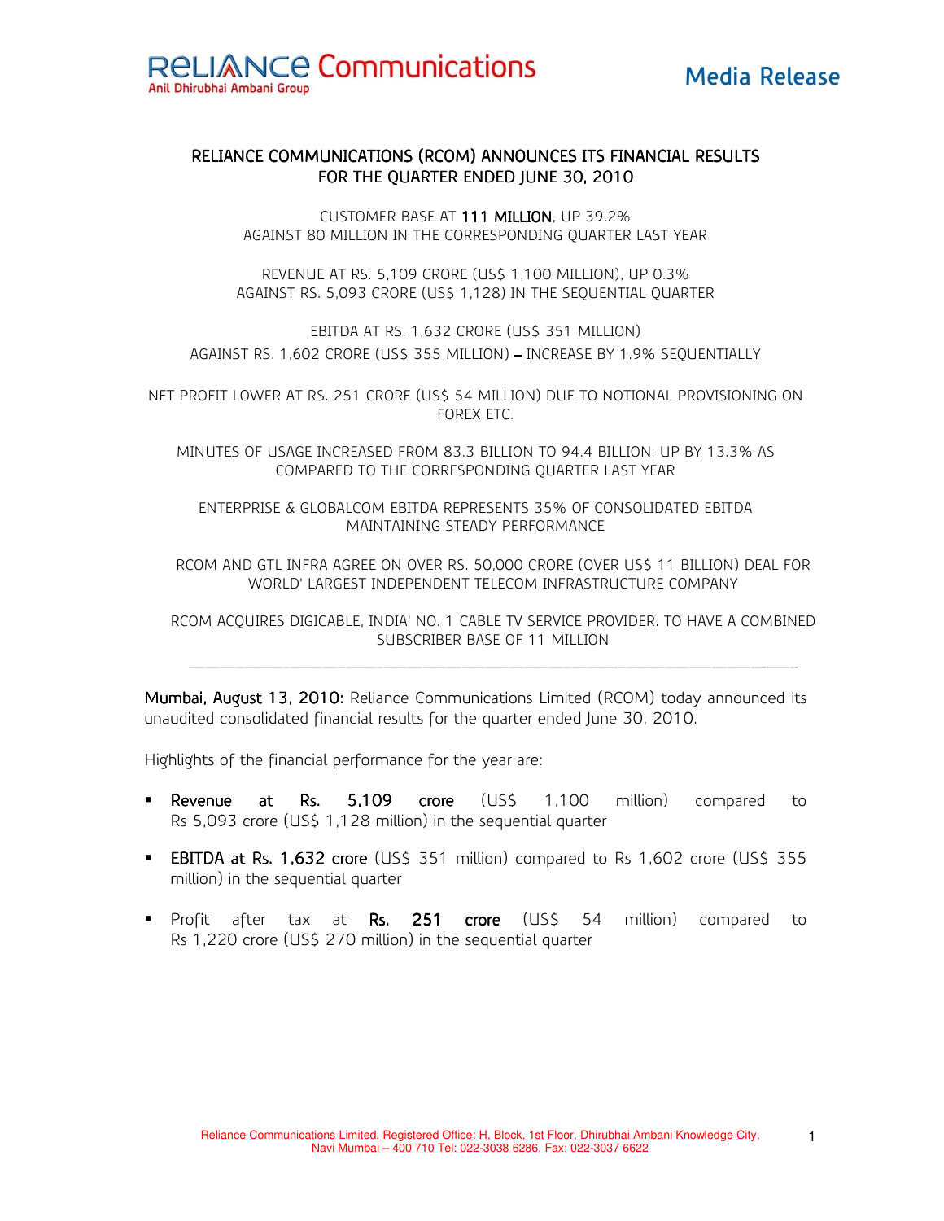# RELIANCE COMMUNICATIONS (RCOM) ANNOUNCES ITS FINANCIAL RESULTS FOR THE QUARTER ENDED JUNE 30, 2010

CUSTOMER BASE AT **111 MILLION**, UP 39.2% AGAINST 80 MILLION IN THE CORRESPONDING QUARTER LAST YEAR

REVENUE AT RS. 5,109 CRORE (US$ 1,100 MILLION), UP 0.3% AGAINST RS. 5,093 CRORE (US$ 1,128) IN THE SEQUENTIAL QUARTER

EBITDA AT RS. 1,632 CRORE (US$ 351 MILLION) AGAINST RS. 1,602 CRORE (US$ 355 MILLION) – INCREASE BY 1.9% SEQUENTIALLY

NET PROFIT LOWER AT RS. 251 CRORE (US$ 54 MILLION) DUE TO NOTIONAL PROVISIONING ON FOREX ETC.

MINUTES OF USAGE INCREASED FROM 83.3 BILLION TO 94.4 BILLION, UP BY 13.3% AS COMPARED TO THE CORRESPONDING QUARTER LAST YEAR

ENTERPRISE & GLOBALCOM EBITDA REPRESENTS 35% OF CONSOLIDATED EBITDA MAINTAINING STEADY PERFORMANCE

RCOM AND GTL INFRA AGREE ON OVER RS. 50,000 CRORE (OVER US$ 11 BILLION) DEAL FOR WORLD' LARGEST INDEPENDENT TELECOM INFRASTRUCTURE COMPANY

RCOM ACQUIRES DIGICABLE, INDIA' NO. 1 CABLE TV SERVICE PROVIDER. TO HAVE A COMBINED SUBSCRIBER BASE OF 11 MILLION

---

**Mumbai, August 13, 2010:** Reliance Communications Limited (RCOM) today announced its unaudited consolidated financial results for the quarter ended June 30, 2010.

Highlights of the financial performance for the year are:

- **Revenue at Rs. 5,109 crore** (US$ 1,100 million) compared to Rs 5,093 crore (US$ 1,128 million) in the sequential quarter
- **EBITDA at Rs. 1,632 crore** (US$ 351 million) compared to Rs 1,602 crore (US$ 355 million) in the sequential quarter
- Profit after tax at **Rs. 251 crore** (US$ 54 million) compared to Rs 1,220 crore (US$ 270 million) in the sequential quarter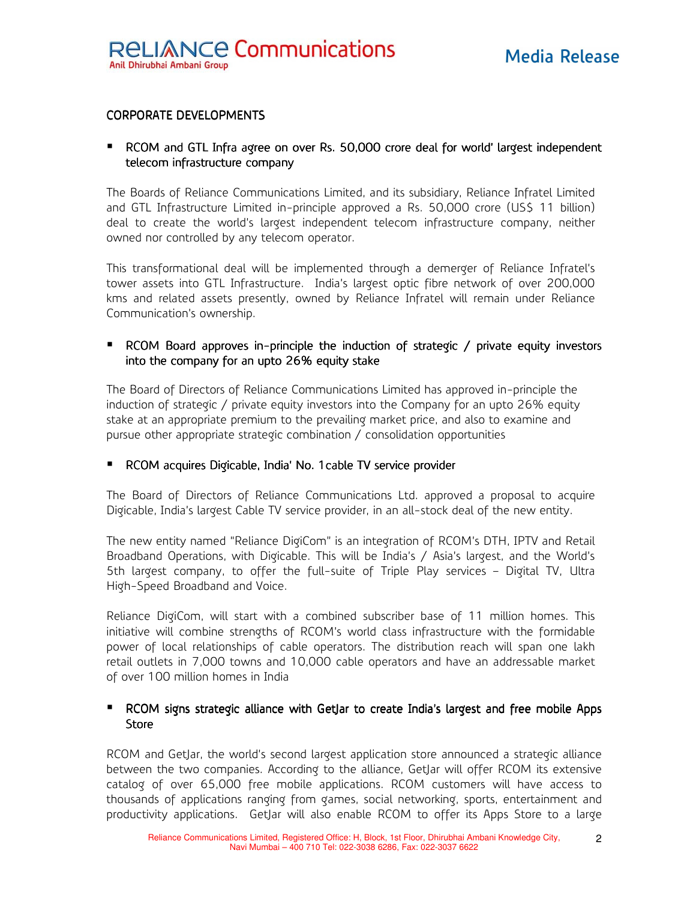## CORPORATE DEVELOPMENTS

- **RCOM and GTL Infra agree on over Rs. 50,000 crore deal for world' largest independent telecom infrastructure company**

The Boards of Reliance Communications Limited, and its subsidiary, Reliance Infratel Limited and GTL Infrastructure Limited in-principle approved a Rs. 50,000 crore (US$ 11 billion) deal to create the world's largest independent telecom infrastructure company, neither owned nor controlled by any telecom operator.

This transformational deal will be implemented through a demerger of Reliance Infratel's tower assets into GTL Infrastructure. India's largest optic fibre network of over 200,000 kms and related assets presently, owned by Reliance Infratel will remain under Reliance Communication's ownership.

- **RCOM Board approves in-principle the induction of strategic / private equity investors into the company for an upto 26% equity stake**

The Board of Directors of Reliance Communications Limited has approved in-principle the induction of strategic / private equity investors into the Company for an upto 26% equity stake at an appropriate premium to the prevailing market price, and also to examine and pursue other appropriate strategic combination / consolidation opportunities

- **RCOM acquires Digicable, India' No. 1cable TV service provider**

The Board of Directors of Reliance Communications Ltd. approved a proposal to acquire Digicable, India's largest Cable TV service provider, in an all-stock deal of the new entity.

The new entity named "Reliance DigiCom" is an integration of RCOM's DTH, IPTV and Retail Broadband Operations, with Digicable. This will be India's / Asia's largest, and the World's 5th largest company, to offer the full-suite of Triple Play services – Digital TV, Ultra High-Speed Broadband and Voice.

Reliance DigiCom, will start with a combined subscriber base of 11 million homes. This initiative will combine strengths of RCOM's world class infrastructure with the formidable power of local relationships of cable operators. The distribution reach will span one lakh retail outlets in 7,000 towns and 10,000 cable operators and have an addressable market of over 100 million homes in India

- **RCOM signs strategic alliance with GetJar to create India's largest and free mobile Apps Store**

RCOM and GetJar, the world's second largest application store announced a strategic alliance between the two companies. According to the alliance, GetJar will offer RCOM its extensive catalog of over 65,000 free mobile applications. RCOM customers will have access to thousands of applications ranging from games, social networking, sports, entertainment and productivity applications. GetJar will also enable RCOM to offer its Apps Store to a large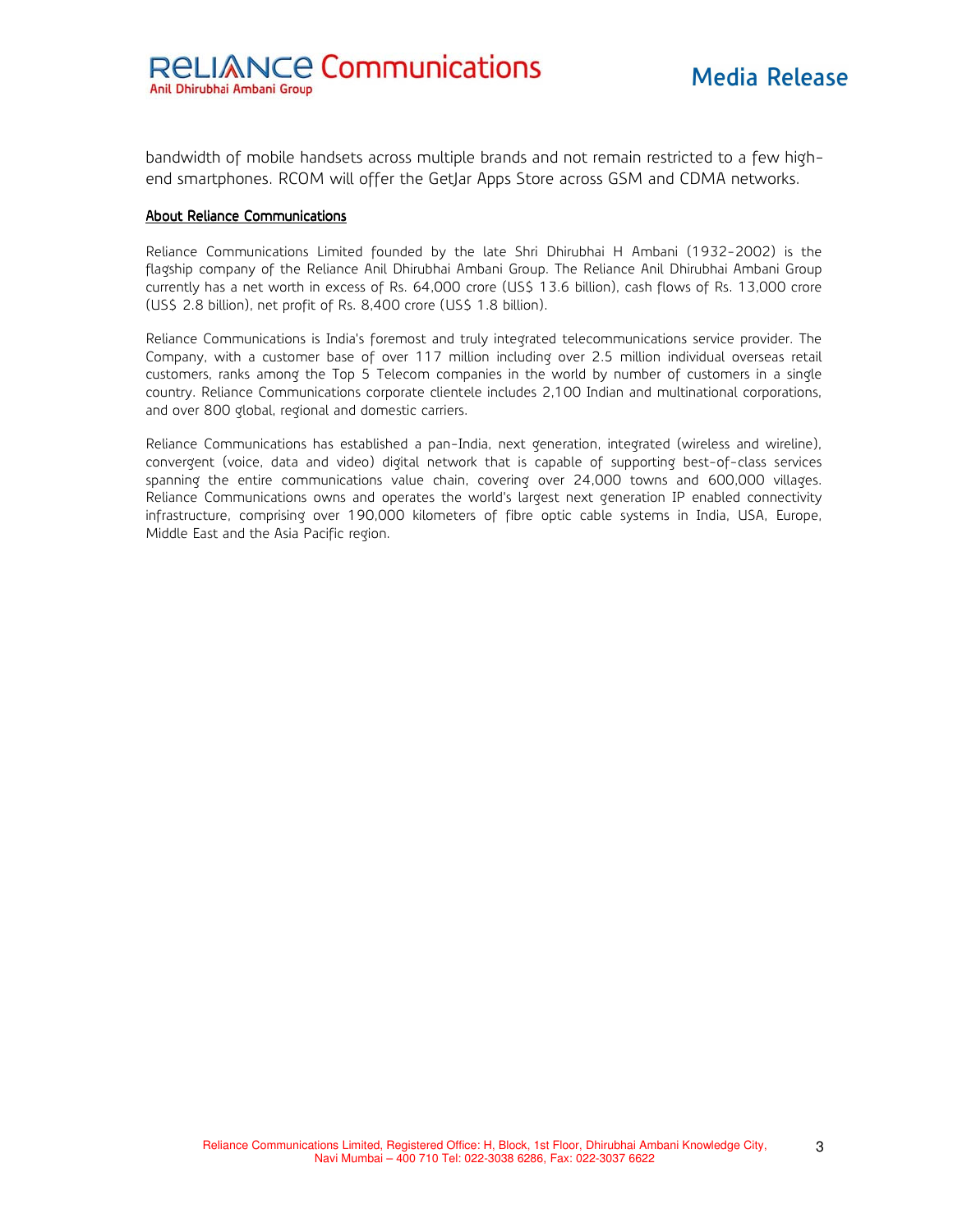bandwidth of mobile handsets across multiple brands and not remain restricted to a few high-end smartphones. RCOM will offer the GetJar Apps Store across GSM and CDMA networks.

**About Reliance Communications**

Reliance Communications Limited founded by the late Shri Dhirubhai H Ambani (1932-2002) is the flagship company of the Reliance Anil Dhirubhai Ambani Group. The Reliance Anil Dhirubhai Ambani Group currently has a net worth in excess of Rs. 64,000 crore (US$ 13.6 billion), cash flows of Rs. 13,000 crore (US$ 2.8 billion), net profit of Rs. 8,400 crore (US$ 1.8 billion).

Reliance Communications is India's foremost and truly integrated telecommunications service provider. The Company, with a customer base of over 117 million including over 2.5 million individual overseas retail customers, ranks among the Top 5 Telecom companies in the world by number of customers in a single country. Reliance Communications corporate clientele includes 2,100 Indian and multinational corporations, and over 800 global, regional and domestic carriers.

Reliance Communications has established a pan-India, next generation, integrated (wireless and wireline), convergent (voice, data and video) digital network that is capable of supporting best-of-class services spanning the entire communications value chain, covering over 24,000 towns and 600,000 villages. Reliance Communications owns and operates the world's largest next generation IP enabled connectivity infrastructure, comprising over 190,000 kilometers of fibre optic cable systems in India, USA, Europe, Middle East and the Asia Pacific region.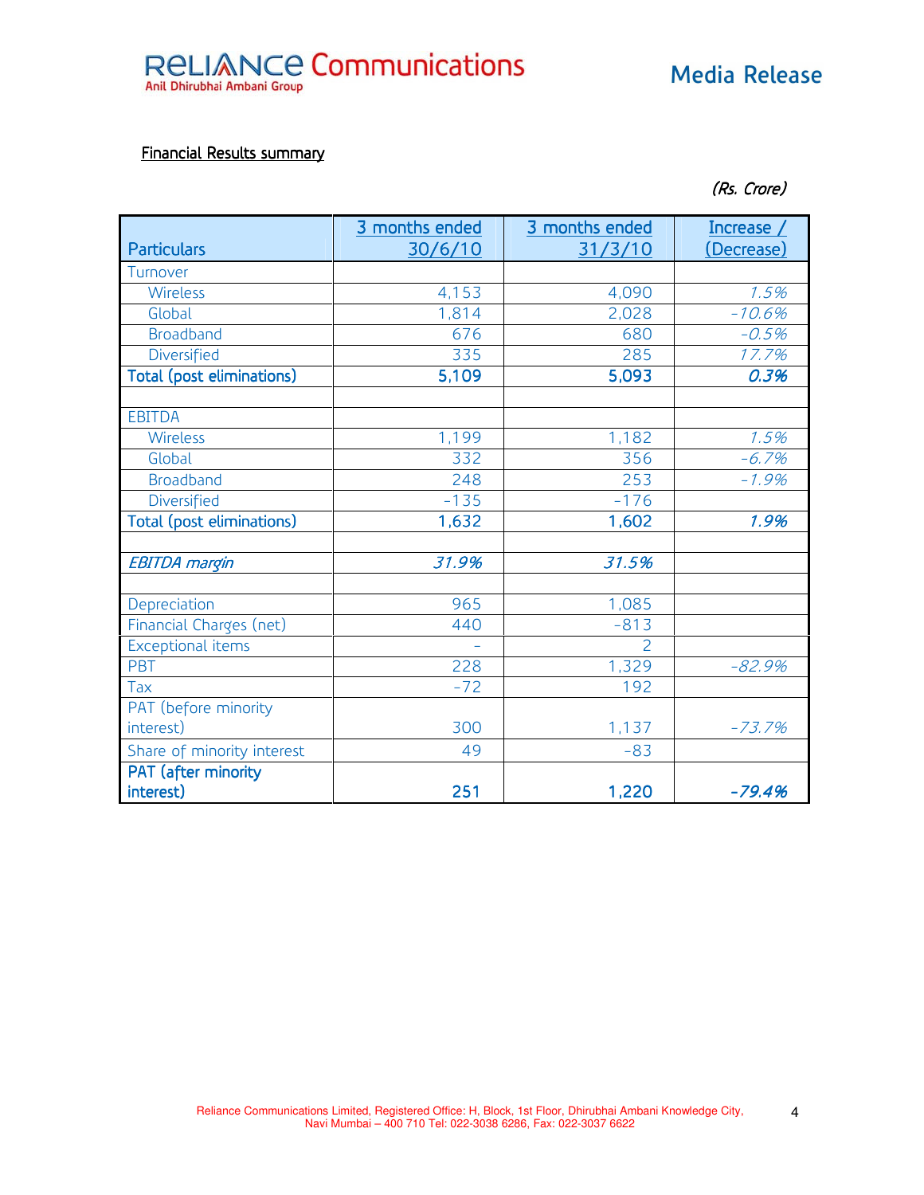## Financial Results summary

*(Rs. Crore)*

| Particulars | 3 months ended 30/6/10 | 3 months ended 31/3/10 | Increase / (Decrease) |
|---|---|---|---|
| Turnover | | | |
| Wireless | 4,153 | 4,090 | *1.5%* |
| Global | 1,814 | 2,028 | *-10.6%* |
| Broadband | 676 | 680 | *-0.5%* |
| Diversified | 335 | 285 | *17.7%* |
| **Total (post eliminations)** | **5,109** | **5,093** | ***0.3%*** |
| | | | |
| EBITDA | | | |
| Wireless | 1,199 | 1,182 | *1.5%* |
| Global | 332 | 356 | *-6.7%* |
| Broadband | 248 | 253 | *-1.9%* |
| Diversified | -135 | -176 | |
| **Total (post eliminations)** | **1,632** | **1,602** | ***1.9%*** |
| | | | |
| *EBITDA margin* | *31.9%* | *31.5%* | |
| | | | |
| Depreciation | 965 | 1,085 | |
| Financial Charges (net) | 440 | -813 | |
| Exceptional items | - | 2 | |
| PBT | 228 | 1,329 | *-82.9%* |
| Tax | -72 | 192 | |
| PAT (before minority interest) | 300 | 1,137 | *-73.7%* |
| Share of minority interest | 49 | -83 | |
| **PAT (after minority interest)** | **251** | **1,220** | ***-79.4%*** |